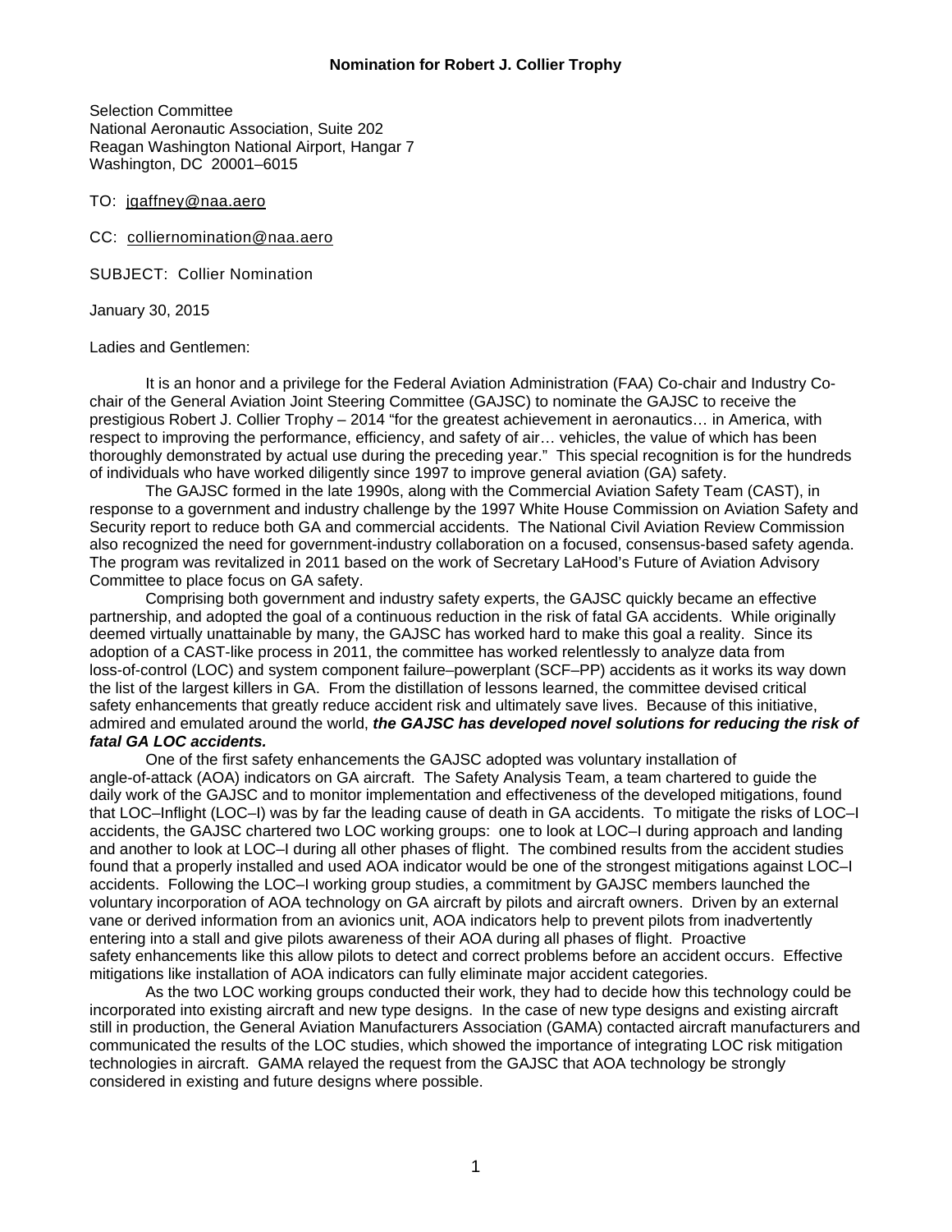**Nomination for Robert J. Collier Trophy**

Selection Committee
National Aeronautic Association, Suite 202
Reagan Washington National Airport, Hangar 7
Washington, DC 20001–6015

TO: jgaffney@naa.aero

CC: colliernomination@naa.aero

SUBJECT: Collier Nomination

January 30, 2015

Ladies and Gentlemen:

It is an honor and a privilege for the Federal Aviation Administration (FAA) Co-chair and Industry Co-chair of the General Aviation Joint Steering Committee (GAJSC) to nominate the GAJSC to receive the prestigious Robert J. Collier Trophy – 2014 "for the greatest achievement in aeronautics… in America, with respect to improving the performance, efficiency, and safety of air… vehicles, the value of which has been thoroughly demonstrated by actual use during the preceding year." This special recognition is for the hundreds of individuals who have worked diligently since 1997 to improve general aviation (GA) safety.

The GAJSC formed in the late 1990s, along with the Commercial Aviation Safety Team (CAST), in response to a government and industry challenge by the 1997 White House Commission on Aviation Safety and Security report to reduce both GA and commercial accidents. The National Civil Aviation Review Commission also recognized the need for government-industry collaboration on a focused, consensus-based safety agenda. The program was revitalized in 2011 based on the work of Secretary LaHood's Future of Aviation Advisory Committee to place focus on GA safety.

Comprising both government and industry safety experts, the GAJSC quickly became an effective partnership, and adopted the goal of a continuous reduction in the risk of fatal GA accidents. While originally deemed virtually unattainable by many, the GAJSC has worked hard to make this goal a reality. Since its adoption of a CAST-like process in 2011, the committee has worked relentlessly to analyze data from loss-of-control (LOC) and system component failure–powerplant (SCF–PP) accidents as it works its way down the list of the largest killers in GA. From the distillation of lessons learned, the committee devised critical safety enhancements that greatly reduce accident risk and ultimately save lives. Because of this initiative, admired and emulated around the world, ***the GAJSC has developed novel solutions for reducing the risk of fatal GA LOC accidents.***

One of the first safety enhancements the GAJSC adopted was voluntary installation of angle-of-attack (AOA) indicators on GA aircraft. The Safety Analysis Team, a team chartered to guide the daily work of the GAJSC and to monitor implementation and effectiveness of the developed mitigations, found that LOC–Inflight (LOC–I) was by far the leading cause of death in GA accidents. To mitigate the risks of LOC–I accidents, the GAJSC chartered two LOC working groups: one to look at LOC–I during approach and landing and another to look at LOC–I during all other phases of flight. The combined results from the accident studies found that a properly installed and used AOA indicator would be one of the strongest mitigations against LOC–I accidents. Following the LOC–I working group studies, a commitment by GAJSC members launched the voluntary incorporation of AOA technology on GA aircraft by pilots and aircraft owners. Driven by an external vane or derived information from an avionics unit, AOA indicators help to prevent pilots from inadvertently entering into a stall and give pilots awareness of their AOA during all phases of flight. Proactive safety enhancements like this allow pilots to detect and correct problems before an accident occurs. Effective mitigations like installation of AOA indicators can fully eliminate major accident categories.

As the two LOC working groups conducted their work, they had to decide how this technology could be incorporated into existing aircraft and new type designs. In the case of new type designs and existing aircraft still in production, the General Aviation Manufacturers Association (GAMA) contacted aircraft manufacturers and communicated the results of the LOC studies, which showed the importance of integrating LOC risk mitigation technologies in aircraft. GAMA relayed the request from the GAJSC that AOA technology be strongly considered in existing and future designs where possible.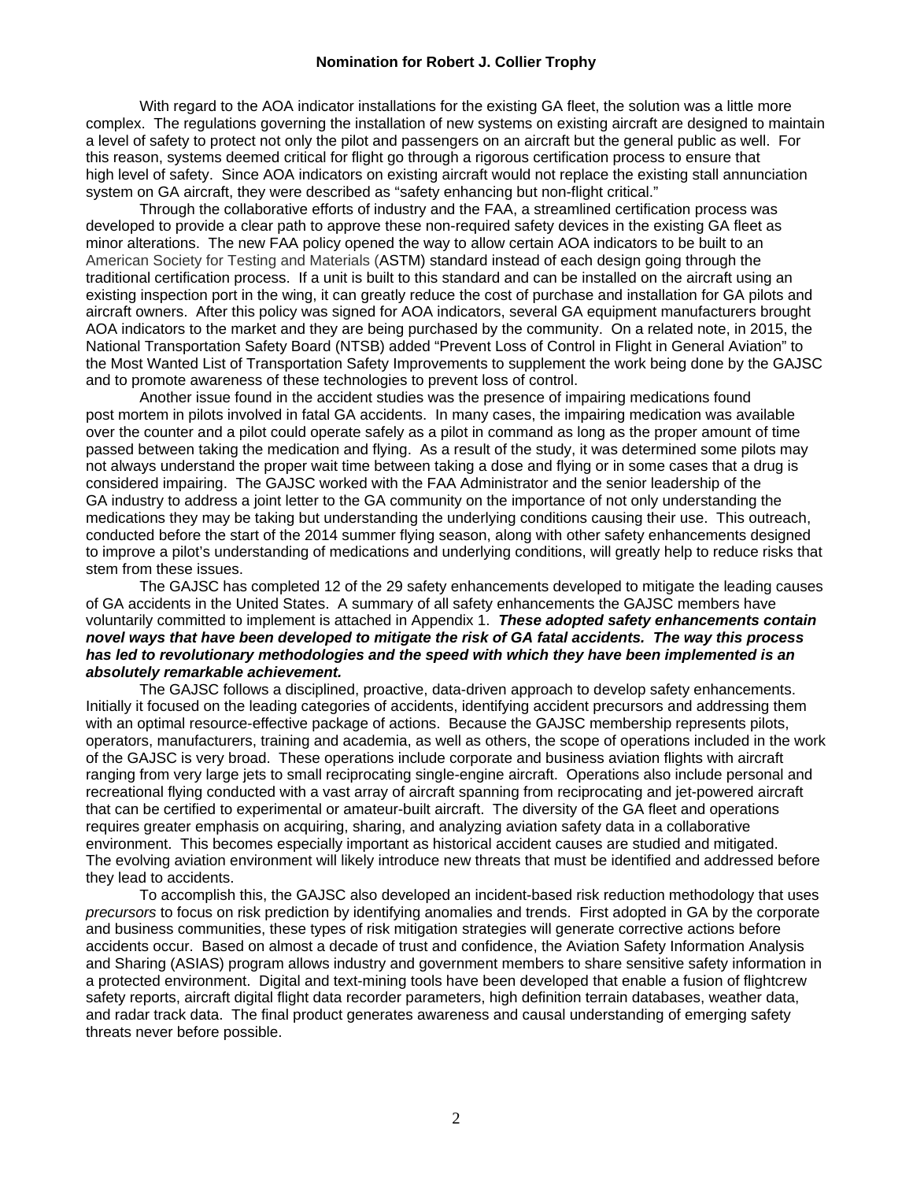With regard to the AOA indicator installations for the existing GA fleet, the solution was a little more complex. The regulations governing the installation of new systems on existing aircraft are designed to maintain a level of safety to protect not only the pilot and passengers on an aircraft but the general public as well. For this reason, systems deemed critical for flight go through a rigorous certification process to ensure that high level of safety. Since AOA indicators on existing aircraft would not replace the existing stall annunciation system on GA aircraft, they were described as "safety enhancing but non-flight critical."

Through the collaborative efforts of industry and the FAA, a streamlined certification process was developed to provide a clear path to approve these non-required safety devices in the existing GA fleet as minor alterations. The new FAA policy opened the way to allow certain AOA indicators to be built to an American Society for Testing and Materials (ASTM) standard instead of each design going through the traditional certification process. If a unit is built to this standard and can be installed on the aircraft using an existing inspection port in the wing, it can greatly reduce the cost of purchase and installation for GA pilots and aircraft owners. After this policy was signed for AOA indicators, several GA equipment manufacturers brought AOA indicators to the market and they are being purchased by the community. On a related note, in 2015, the National Transportation Safety Board (NTSB) added "Prevent Loss of Control in Flight in General Aviation" to the Most Wanted List of Transportation Safety Improvements to supplement the work being done by the GAJSC and to promote awareness of these technologies to prevent loss of control.

Another issue found in the accident studies was the presence of impairing medications found post mortem in pilots involved in fatal GA accidents. In many cases, the impairing medication was available over the counter and a pilot could operate safely as a pilot in command as long as the proper amount of time passed between taking the medication and flying. As a result of the study, it was determined some pilots may not always understand the proper wait time between taking a dose and flying or in some cases that a drug is considered impairing. The GAJSC worked with the FAA Administrator and the senior leadership of the GA industry to address a joint letter to the GA community on the importance of not only understanding the medications they may be taking but understanding the underlying conditions causing their use. This outreach, conducted before the start of the 2014 summer flying season, along with other safety enhancements designed to improve a pilot's understanding of medications and underlying conditions, will greatly help to reduce risks that stem from these issues.

The GAJSC has completed 12 of the 29 safety enhancements developed to mitigate the leading causes of GA accidents in the United States. A summary of all safety enhancements the GAJSC members have voluntarily committed to implement is attached in Appendix 1. ***These adopted safety enhancements contain novel ways that have been developed to mitigate the risk of GA fatal accidents. The way this process has led to revolutionary methodologies and the speed with which they have been implemented is an absolutely remarkable achievement.***

The GAJSC follows a disciplined, proactive, data-driven approach to develop safety enhancements. Initially it focused on the leading categories of accidents, identifying accident precursors and addressing them with an optimal resource-effective package of actions. Because the GAJSC membership represents pilots, operators, manufacturers, training and academia, as well as others, the scope of operations included in the work of the GAJSC is very broad. These operations include corporate and business aviation flights with aircraft ranging from very large jets to small reciprocating single-engine aircraft. Operations also include personal and recreational flying conducted with a vast array of aircraft spanning from reciprocating and jet-powered aircraft that can be certified to experimental or amateur-built aircraft. The diversity of the GA fleet and operations requires greater emphasis on acquiring, sharing, and analyzing aviation safety data in a collaborative environment. This becomes especially important as historical accident causes are studied and mitigated. The evolving aviation environment will likely introduce new threats that must be identified and addressed before they lead to accidents.

To accomplish this, the GAJSC also developed an incident-based risk reduction methodology that uses *precursors* to focus on risk prediction by identifying anomalies and trends. First adopted in GA by the corporate and business communities, these types of risk mitigation strategies will generate corrective actions before accidents occur. Based on almost a decade of trust and confidence, the Aviation Safety Information Analysis and Sharing (ASIAS) program allows industry and government members to share sensitive safety information in a protected environment. Digital and text-mining tools have been developed that enable a fusion of flightcrew safety reports, aircraft digital flight data recorder parameters, high definition terrain databases, weather data, and radar track data. The final product generates awareness and causal understanding of emerging safety threats never before possible.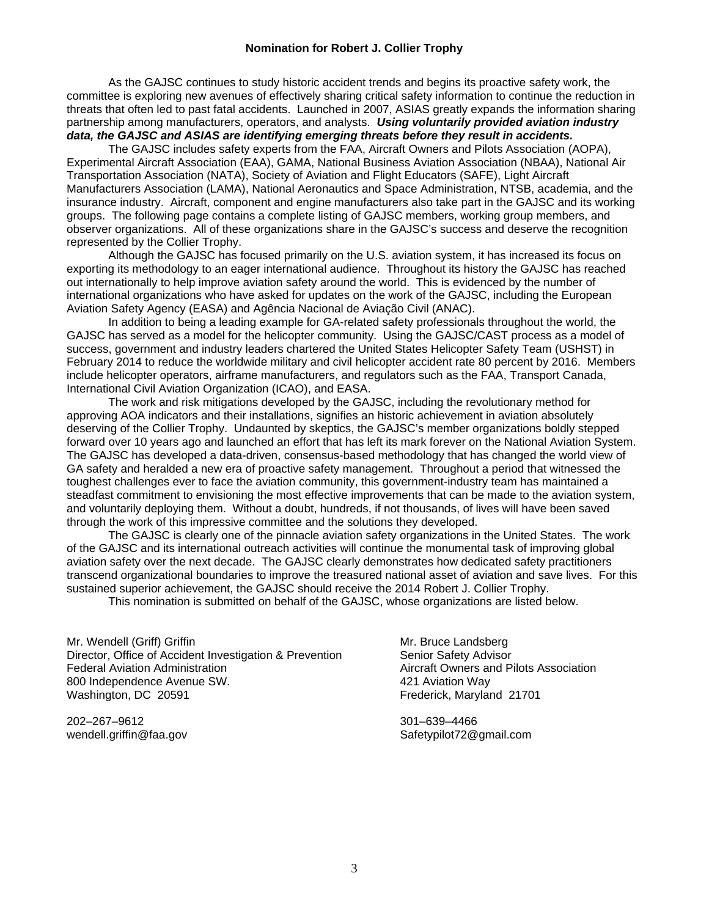**Nomination for Robert J. Collier Trophy**

As the GAJSC continues to study historic accident trends and begins its proactive safety work, the committee is exploring new avenues of effectively sharing critical safety information to continue the reduction in threats that often led to past fatal accidents. Launched in 2007, ASIAS greatly expands the information sharing partnership among manufacturers, operators, and analysts. ***Using voluntarily provided aviation industry data, the GAJSC and ASIAS are identifying emerging threats before they result in accidents.***

The GAJSC includes safety experts from the FAA, Aircraft Owners and Pilots Association (AOPA), Experimental Aircraft Association (EAA), GAMA, National Business Aviation Association (NBAA), National Air Transportation Association (NATA), Society of Aviation and Flight Educators (SAFE), Light Aircraft Manufacturers Association (LAMA), National Aeronautics and Space Administration, NTSB, academia, and the insurance industry. Aircraft, component and engine manufacturers also take part in the GAJSC and its working groups. The following page contains a complete listing of GAJSC members, working group members, and observer organizations. All of these organizations share in the GAJSC's success and deserve the recognition represented by the Collier Trophy.

Although the GAJSC has focused primarily on the U.S. aviation system, it has increased its focus on exporting its methodology to an eager international audience. Throughout its history the GAJSC has reached out internationally to help improve aviation safety around the world. This is evidenced by the number of international organizations who have asked for updates on the work of the GAJSC, including the European Aviation Safety Agency (EASA) and Agência Nacional de Aviação Civil (ANAC).

In addition to being a leading example for GA-related safety professionals throughout the world, the GAJSC has served as a model for the helicopter community. Using the GAJSC/CAST process as a model of success, government and industry leaders chartered the United States Helicopter Safety Team (USHST) in February 2014 to reduce the worldwide military and civil helicopter accident rate 80 percent by 2016. Members include helicopter operators, airframe manufacturers, and regulators such as the FAA, Transport Canada, International Civil Aviation Organization (ICAO), and EASA.

The work and risk mitigations developed by the GAJSC, including the revolutionary method for approving AOA indicators and their installations, signifies an historic achievement in aviation absolutely deserving of the Collier Trophy. Undaunted by skeptics, the GAJSC's member organizations boldly stepped forward over 10 years ago and launched an effort that has left its mark forever on the National Aviation System. The GAJSC has developed a data-driven, consensus-based methodology that has changed the world view of GA safety and heralded a new era of proactive safety management. Throughout a period that witnessed the toughest challenges ever to face the aviation community, this government-industry team has maintained a steadfast commitment to envisioning the most effective improvements that can be made to the aviation system, and voluntarily deploying them. Without a doubt, hundreds, if not thousands, of lives will have been saved through the work of this impressive committee and the solutions they developed.

The GAJSC is clearly one of the pinnacle aviation safety organizations in the United States. The work of the GAJSC and its international outreach activities will continue the monumental task of improving global aviation safety over the next decade. The GAJSC clearly demonstrates how dedicated safety practitioners transcend organizational boundaries to improve the treasured national asset of aviation and save lives. For this sustained superior achievement, the GAJSC should receive the 2014 Robert J. Collier Trophy.

This nomination is submitted on behalf of the GAJSC, whose organizations are listed below.

Mr. Wendell (Griff) Griffin
Director, Office of Accident Investigation & Prevention
Federal Aviation Administration
800 Independence Avenue SW.
Washington, DC 20591

202–267–9612
wendell.griffin@faa.gov

Mr. Bruce Landsberg
Senior Safety Advisor
Aircraft Owners and Pilots Association
421 Aviation Way
Frederick, Maryland 21701

301–639–4466
Safetypilot72@gmail.com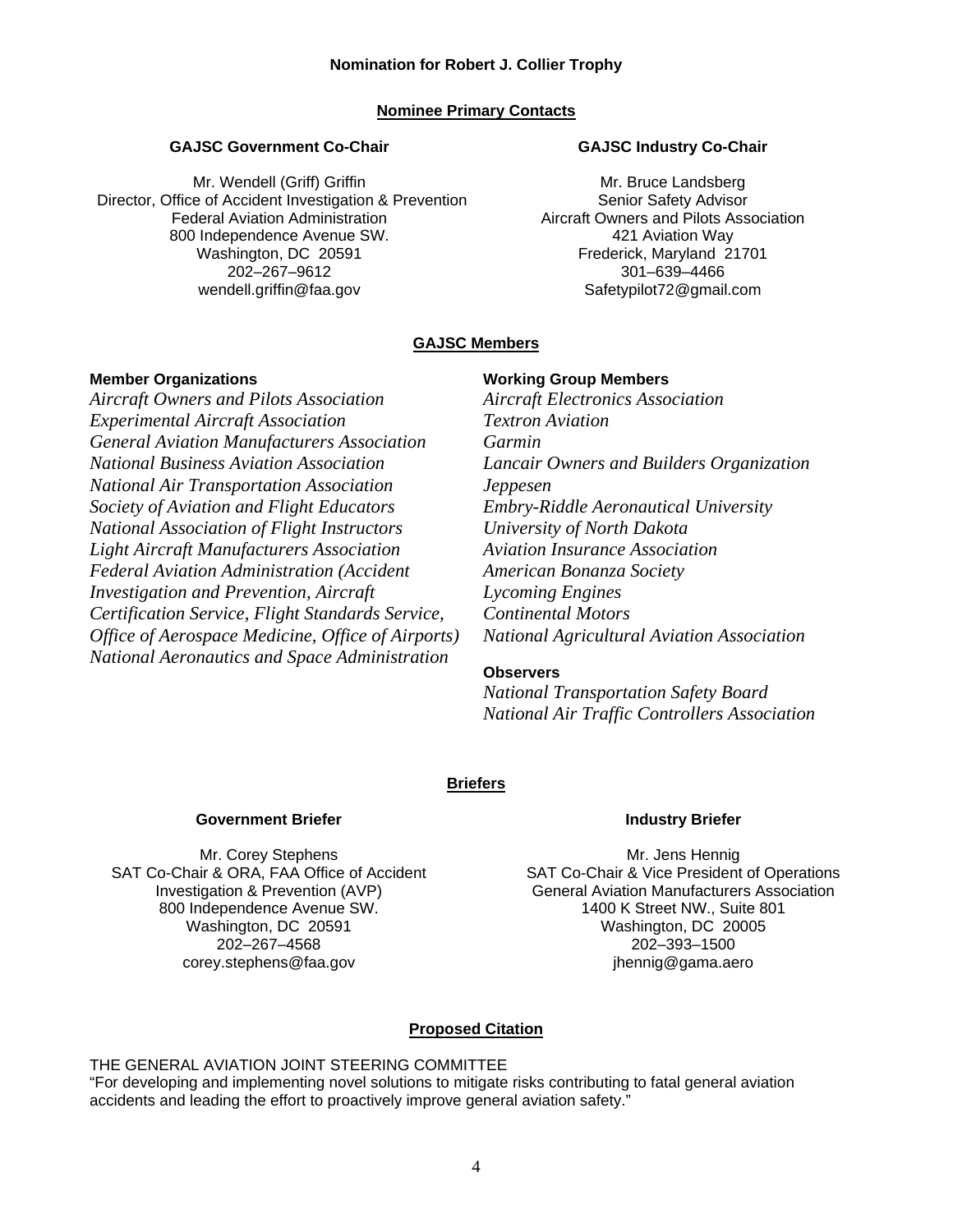**Nomination for Robert J. Collier Trophy**

## Nominee Primary Contacts

**GAJSC Government Co-Chair**

Mr. Wendell (Griff) Griffin
Director, Office of Accident Investigation & Prevention
Federal Aviation Administration
800 Independence Avenue SW.
Washington, DC 20591
202–267–9612
wendell.griffin@faa.gov

**GAJSC Industry Co-Chair**

Mr. Bruce Landsberg
Senior Safety Advisor
Aircraft Owners and Pilots Association
421 Aviation Way
Frederick, Maryland 21701
301–639–4466
Safetypilot72@gmail.com

## GAJSC Members

**Member Organizations**

*Aircraft Owners and Pilots Association*
*Experimental Aircraft Association*
*General Aviation Manufacturers Association*
*National Business Aviation Association*
*National Air Transportation Association*
*Society of Aviation and Flight Educators*
*National Association of Flight Instructors*
*Light Aircraft Manufacturers Association*
*Federal Aviation Administration (Accident Investigation and Prevention, Aircraft Certification Service, Flight Standards Service, Office of Aerospace Medicine, Office of Airports)*
*National Aeronautics and Space Administration*

**Working Group Members**

*Aircraft Electronics Association*
*Textron Aviation*
*Garmin*
*Lancair Owners and Builders Organization*
*Jeppesen*
*Embry-Riddle Aeronautical University*
*University of North Dakota*
*Aviation Insurance Association*
*American Bonanza Society*
*Lycoming Engines*
*Continental Motors*
*National Agricultural Aviation Association*

**Observers**

*National Transportation Safety Board*
*National Air Traffic Controllers Association*

## Briefers

**Government Briefer**

Mr. Corey Stephens
SAT Co-Chair & ORA, FAA Office of Accident Investigation & Prevention (AVP)
800 Independence Avenue SW.
Washington, DC 20591
202–267–4568
corey.stephens@faa.gov

**Industry Briefer**

Mr. Jens Hennig
SAT Co-Chair & Vice President of Operations
General Aviation Manufacturers Association
1400 K Street NW., Suite 801
Washington, DC 20005
202–393–1500
jhennig@gama.aero

## Proposed Citation

THE GENERAL AVIATION JOINT STEERING COMMITTEE
"For developing and implementing novel solutions to mitigate risks contributing to fatal general aviation accidents and leading the effort to proactively improve general aviation safety."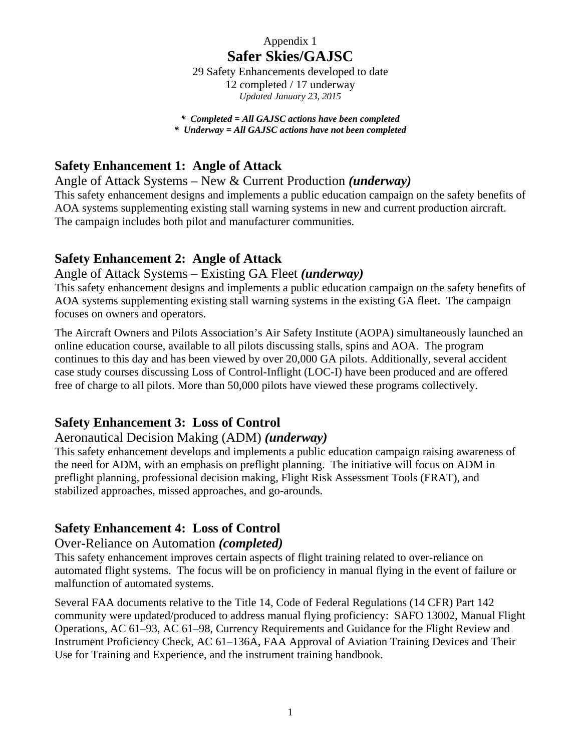Appendix 1

# Safer Skies/GAJSC

29 Safety Enhancements developed to date
12 completed / 17 underway
*Updated January 23, 2015*

***\*  Completed = All GAJSC actions have been completed***
***\*  Underway = All GAJSC actions have not been completed***

## Safety Enhancement 1:  Angle of Attack

Angle of Attack Systems – New & Current Production ***(underway)***

This safety enhancement designs and implements a public education campaign on the safety benefits of AOA systems supplementing existing stall warning systems in new and current production aircraft. The campaign includes both pilot and manufacturer communities.

## Safety Enhancement 2:  Angle of Attack

Angle of Attack Systems – Existing GA Fleet ***(underway)***

This safety enhancement designs and implements a public education campaign on the safety benefits of AOA systems supplementing existing stall warning systems in the existing GA fleet.  The campaign focuses on owners and operators.

The Aircraft Owners and Pilots Association's Air Safety Institute (AOPA) simultaneously launched an online education course, available to all pilots discussing stalls, spins and AOA.  The program continues to this day and has been viewed by over 20,000 GA pilots. Additionally, several accident case study courses discussing Loss of Control-Inflight (LOC-I) have been produced and are offered free of charge to all pilots. More than 50,000 pilots have viewed these programs collectively.

## Safety Enhancement 3:  Loss of Control

Aeronautical Decision Making (ADM) ***(underway)***

This safety enhancement develops and implements a public education campaign raising awareness of the need for ADM, with an emphasis on preflight planning.  The initiative will focus on ADM in preflight planning, professional decision making, Flight Risk Assessment Tools (FRAT), and stabilized approaches, missed approaches, and go-arounds.

## Safety Enhancement 4:  Loss of Control

Over-Reliance on Automation ***(completed)***

This safety enhancement improves certain aspects of flight training related to over-reliance on automated flight systems.  The focus will be on proficiency in manual flying in the event of failure or malfunction of automated systems.

Several FAA documents relative to the Title 14, Code of Federal Regulations (14 CFR) Part 142 community were updated/produced to address manual flying proficiency:  SAFO 13002, Manual Flight Operations, AC 61–93, AC 61–98, Currency Requirements and Guidance for the Flight Review and Instrument Proficiency Check, AC 61–136A, FAA Approval of Aviation Training Devices and Their Use for Training and Experience, and the instrument training handbook.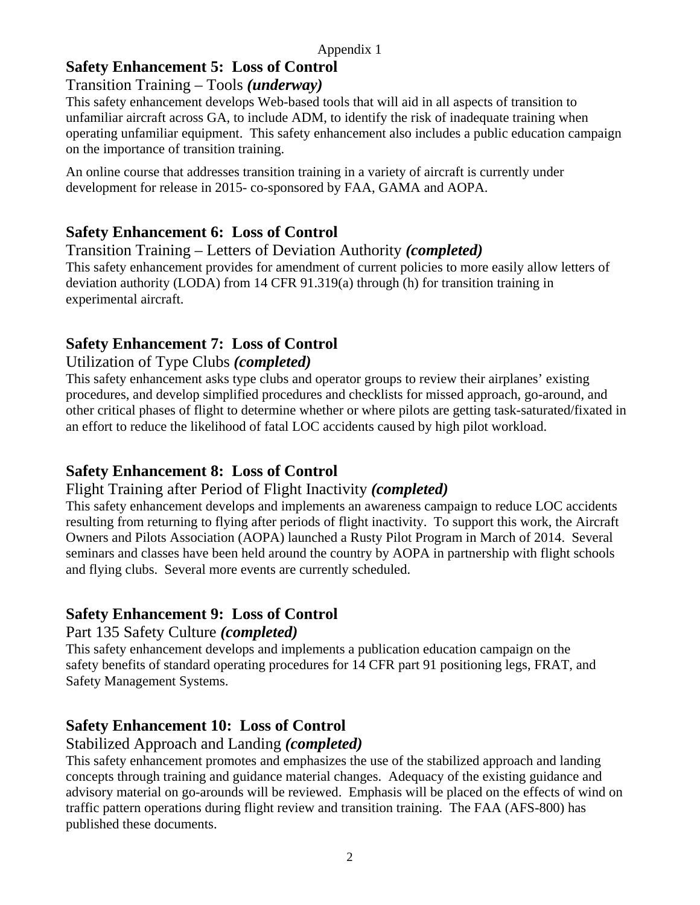Appendix 1

## Safety Enhancement 5: Loss of Control

Transition Training – Tools ***(underway)***

This safety enhancement develops Web-based tools that will aid in all aspects of transition to unfamiliar aircraft across GA, to include ADM, to identify the risk of inadequate training when operating unfamiliar equipment. This safety enhancement also includes a public education campaign on the importance of transition training.

An online course that addresses transition training in a variety of aircraft is currently under development for release in 2015- co-sponsored by FAA, GAMA and AOPA.

## Safety Enhancement 6: Loss of Control

Transition Training – Letters of Deviation Authority ***(completed)***

This safety enhancement provides for amendment of current policies to more easily allow letters of deviation authority (LODA) from 14 CFR 91.319(a) through (h) for transition training in experimental aircraft.

## Safety Enhancement 7: Loss of Control

Utilization of Type Clubs ***(completed)***

This safety enhancement asks type clubs and operator groups to review their airplanes' existing procedures, and develop simplified procedures and checklists for missed approach, go-around, and other critical phases of flight to determine whether or where pilots are getting task-saturated/fixated in an effort to reduce the likelihood of fatal LOC accidents caused by high pilot workload.

## Safety Enhancement 8: Loss of Control

Flight Training after Period of Flight Inactivity ***(completed)***

This safety enhancement develops and implements an awareness campaign to reduce LOC accidents resulting from returning to flying after periods of flight inactivity. To support this work, the Aircraft Owners and Pilots Association (AOPA) launched a Rusty Pilot Program in March of 2014. Several seminars and classes have been held around the country by AOPA in partnership with flight schools and flying clubs. Several more events are currently scheduled.

## Safety Enhancement 9: Loss of Control

Part 135 Safety Culture ***(completed)***

This safety enhancement develops and implements a publication education campaign on the safety benefits of standard operating procedures for 14 CFR part 91 positioning legs, FRAT, and Safety Management Systems.

## Safety Enhancement 10: Loss of Control

Stabilized Approach and Landing ***(completed)***

This safety enhancement promotes and emphasizes the use of the stabilized approach and landing concepts through training and guidance material changes. Adequacy of the existing guidance and advisory material on go-arounds will be reviewed. Emphasis will be placed on the effects of wind on traffic pattern operations during flight review and transition training. The FAA (AFS-800) has published these documents.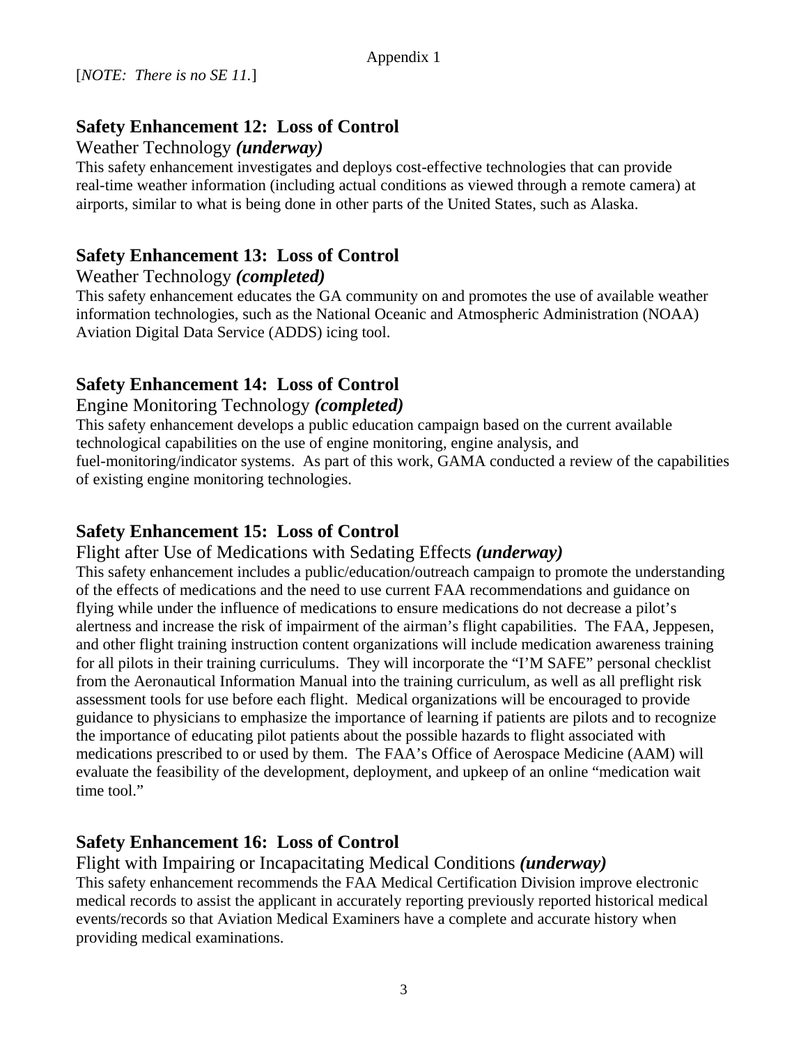[*NOTE: There is no SE 11.*]

## Safety Enhancement 12: Loss of Control

Weather Technology ***(underway)***

This safety enhancement investigates and deploys cost-effective technologies that can provide real-time weather information (including actual conditions as viewed through a remote camera) at airports, similar to what is being done in other parts of the United States, such as Alaska.

## Safety Enhancement 13: Loss of Control

Weather Technology ***(completed)***

This safety enhancement educates the GA community on and promotes the use of available weather information technologies, such as the National Oceanic and Atmospheric Administration (NOAA) Aviation Digital Data Service (ADDS) icing tool.

## Safety Enhancement 14: Loss of Control

Engine Monitoring Technology ***(completed)***

This safety enhancement develops a public education campaign based on the current available technological capabilities on the use of engine monitoring, engine analysis, and fuel-monitoring/indicator systems. As part of this work, GAMA conducted a review of the capabilities of existing engine monitoring technologies.

## Safety Enhancement 15: Loss of Control

Flight after Use of Medications with Sedating Effects ***(underway)***

This safety enhancement includes a public/education/outreach campaign to promote the understanding of the effects of medications and the need to use current FAA recommendations and guidance on flying while under the influence of medications to ensure medications do not decrease a pilot's alertness and increase the risk of impairment of the airman's flight capabilities. The FAA, Jeppesen, and other flight training instruction content organizations will include medication awareness training for all pilots in their training curriculums. They will incorporate the "I'M SAFE" personal checklist from the Aeronautical Information Manual into the training curriculum, as well as all preflight risk assessment tools for use before each flight. Medical organizations will be encouraged to provide guidance to physicians to emphasize the importance of learning if patients are pilots and to recognize the importance of educating pilot patients about the possible hazards to flight associated with medications prescribed to or used by them. The FAA's Office of Aerospace Medicine (AAM) will evaluate the feasibility of the development, deployment, and upkeep of an online "medication wait time tool."

## Safety Enhancement 16: Loss of Control

Flight with Impairing or Incapacitating Medical Conditions ***(underway)***

This safety enhancement recommends the FAA Medical Certification Division improve electronic medical records to assist the applicant in accurately reporting previously reported historical medical events/records so that Aviation Medical Examiners have a complete and accurate history when providing medical examinations.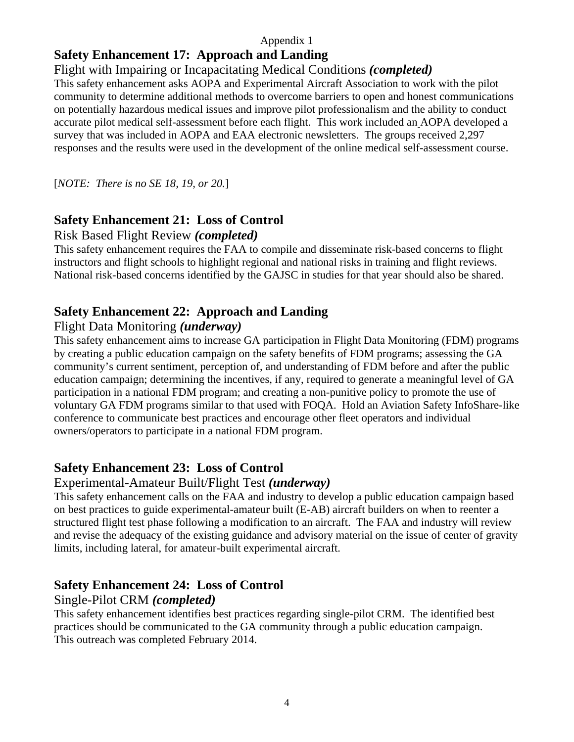Appendix 1

## Safety Enhancement 17: Approach and Landing

Flight with Impairing or Incapacitating Medical Conditions ***(completed)***

This safety enhancement asks AOPA and Experimental Aircraft Association to work with the pilot community to determine additional methods to overcome barriers to open and honest communications on potentially hazardous medical issues and improve pilot professionalism and the ability to conduct accurate pilot medical self-assessment before each flight. This work included an AOPA developed a survey that was included in AOPA and EAA electronic newsletters. The groups received 2,297 responses and the results were used in the development of the online medical self-assessment course.

[*NOTE: There is no SE 18, 19, or 20.*]

## Safety Enhancement 21: Loss of Control

Risk Based Flight Review ***(completed)***

This safety enhancement requires the FAA to compile and disseminate risk-based concerns to flight instructors and flight schools to highlight regional and national risks in training and flight reviews. National risk-based concerns identified by the GAJSC in studies for that year should also be shared.

## Safety Enhancement 22: Approach and Landing

Flight Data Monitoring ***(underway)***

This safety enhancement aims to increase GA participation in Flight Data Monitoring (FDM) programs by creating a public education campaign on the safety benefits of FDM programs; assessing the GA community's current sentiment, perception of, and understanding of FDM before and after the public education campaign; determining the incentives, if any, required to generate a meaningful level of GA participation in a national FDM program; and creating a non-punitive policy to promote the use of voluntary GA FDM programs similar to that used with FOQA. Hold an Aviation Safety InfoShare-like conference to communicate best practices and encourage other fleet operators and individual owners/operators to participate in a national FDM program.

## Safety Enhancement 23: Loss of Control

Experimental-Amateur Built/Flight Test ***(underway)***

This safety enhancement calls on the FAA and industry to develop a public education campaign based on best practices to guide experimental-amateur built (E-AB) aircraft builders on when to reenter a structured flight test phase following a modification to an aircraft. The FAA and industry will review and revise the adequacy of the existing guidance and advisory material on the issue of center of gravity limits, including lateral, for amateur-built experimental aircraft.

## Safety Enhancement 24: Loss of Control

Single-Pilot CRM ***(completed)***

This safety enhancement identifies best practices regarding single-pilot CRM. The identified best practices should be communicated to the GA community through a public education campaign. This outreach was completed February 2014.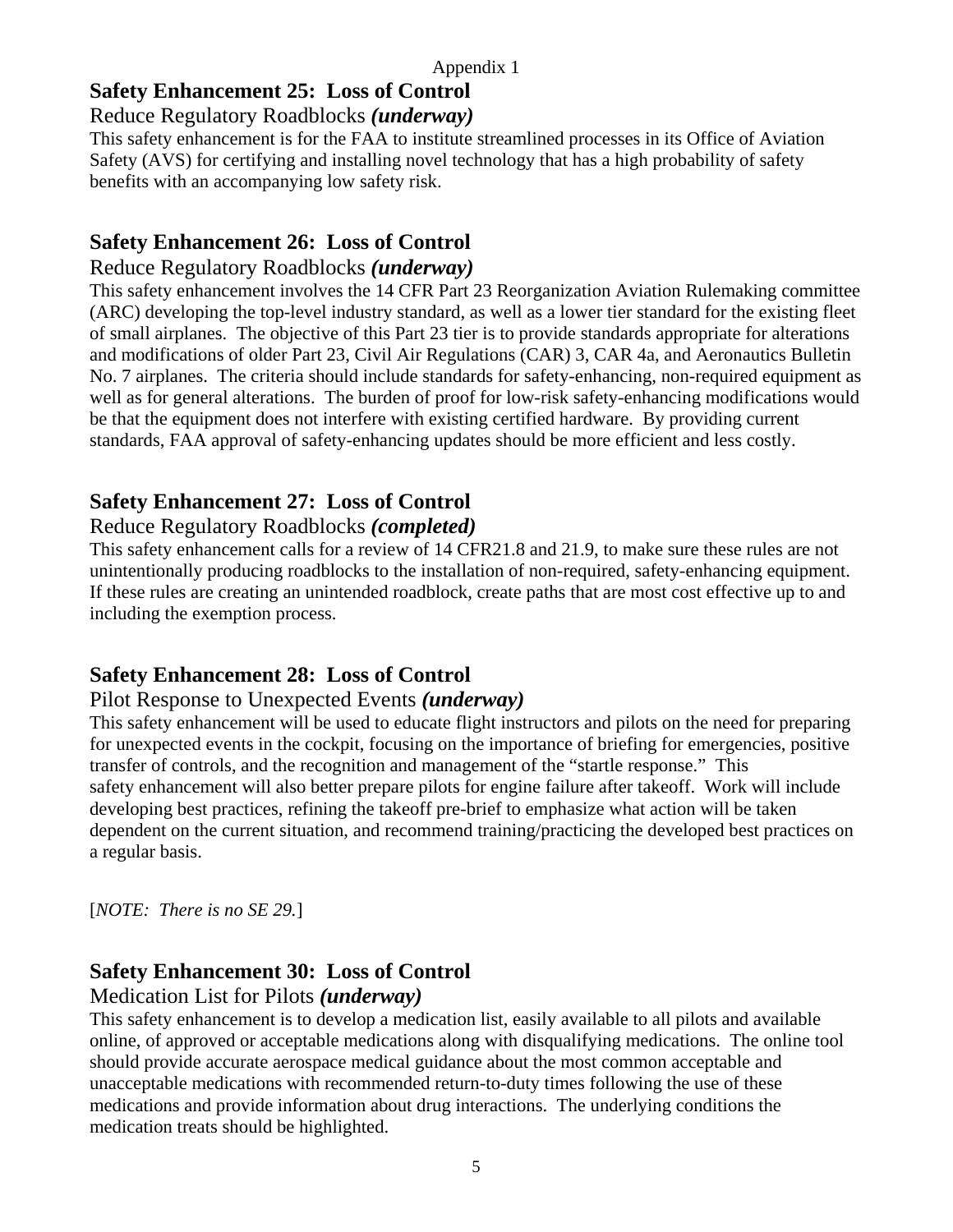Appendix 1

## Safety Enhancement 25: Loss of Control

Reduce Regulatory Roadblocks ***(underway)***

This safety enhancement is for the FAA to institute streamlined processes in its Office of Aviation Safety (AVS) for certifying and installing novel technology that has a high probability of safety benefits with an accompanying low safety risk.

## Safety Enhancement 26: Loss of Control

Reduce Regulatory Roadblocks ***(underway)***

This safety enhancement involves the 14 CFR Part 23 Reorganization Aviation Rulemaking committee (ARC) developing the top-level industry standard, as well as a lower tier standard for the existing fleet of small airplanes. The objective of this Part 23 tier is to provide standards appropriate for alterations and modifications of older Part 23, Civil Air Regulations (CAR) 3, CAR 4a, and Aeronautics Bulletin No. 7 airplanes. The criteria should include standards for safety-enhancing, non-required equipment as well as for general alterations. The burden of proof for low-risk safety-enhancing modifications would be that the equipment does not interfere with existing certified hardware. By providing current standards, FAA approval of safety-enhancing updates should be more efficient and less costly.

## Safety Enhancement 27: Loss of Control

Reduce Regulatory Roadblocks ***(completed)***

This safety enhancement calls for a review of 14 CFR21.8 and 21.9, to make sure these rules are not unintentionally producing roadblocks to the installation of non-required, safety-enhancing equipment. If these rules are creating an unintended roadblock, create paths that are most cost effective up to and including the exemption process.

## Safety Enhancement 28: Loss of Control

Pilot Response to Unexpected Events ***(underway)***

This safety enhancement will be used to educate flight instructors and pilots on the need for preparing for unexpected events in the cockpit, focusing on the importance of briefing for emergencies, positive transfer of controls, and the recognition and management of the "startle response." This safety enhancement will also better prepare pilots for engine failure after takeoff. Work will include developing best practices, refining the takeoff pre-brief to emphasize what action will be taken dependent on the current situation, and recommend training/practicing the developed best practices on a regular basis.

[*NOTE: There is no SE 29.*]

## Safety Enhancement 30: Loss of Control

Medication List for Pilots ***(underway)***

This safety enhancement is to develop a medication list, easily available to all pilots and available online, of approved or acceptable medications along with disqualifying medications. The online tool should provide accurate aerospace medical guidance about the most common acceptable and unacceptable medications with recommended return-to-duty times following the use of these medications and provide information about drug interactions. The underlying conditions the medication treats should be highlighted.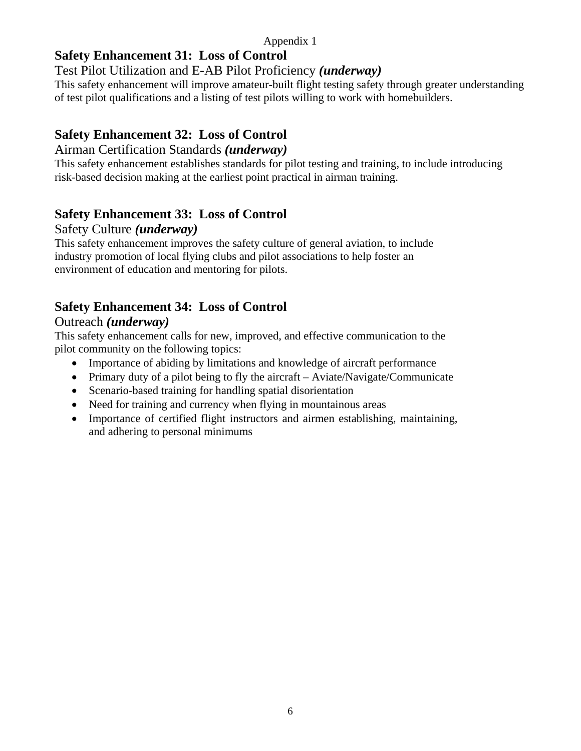Appendix 1

## Safety Enhancement 31: Loss of Control

Test Pilot Utilization and E-AB Pilot Proficiency ***(underway)***

This safety enhancement will improve amateur-built flight testing safety through greater understanding of test pilot qualifications and a listing of test pilots willing to work with homebuilders.

## Safety Enhancement 32: Loss of Control

Airman Certification Standards ***(underway)***

This safety enhancement establishes standards for pilot testing and training, to include introducing risk-based decision making at the earliest point practical in airman training.

## Safety Enhancement 33: Loss of Control

Safety Culture ***(underway)***

This safety enhancement improves the safety culture of general aviation, to include industry promotion of local flying clubs and pilot associations to help foster an environment of education and mentoring for pilots.

## Safety Enhancement 34: Loss of Control

Outreach ***(underway)***

This safety enhancement calls for new, improved, and effective communication to the pilot community on the following topics:

- Importance of abiding by limitations and knowledge of aircraft performance
- Primary duty of a pilot being to fly the aircraft – Aviate/Navigate/Communicate
- Scenario-based training for handling spatial disorientation
- Need for training and currency when flying in mountainous areas
- Importance of certified flight instructors and airmen establishing, maintaining, and adhering to personal minimums